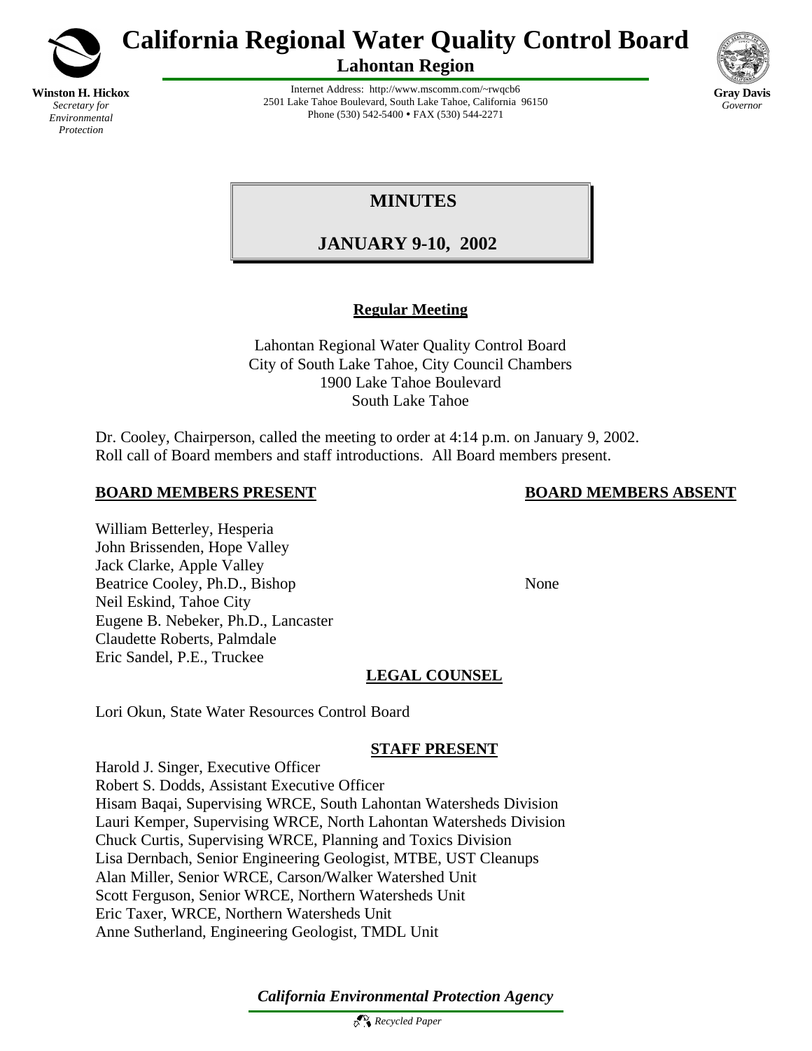# California Regional Water Quality Control Board

## Lahontan Region

**Winston H. Hickox**
*Secretary for Environmental Protection*

Internet Address: http://www.mscomm.com/~rwqcb6
2501 Lake Tahoe Boulevard, South Lake Tahoe, California 96150
Phone (530) 542-5400 • FAX (530) 544-2271

**Gray Davis**
*Governor*

# MINUTES

# JANUARY 9-10, 2002

**Regular Meeting**

Lahontan Regional Water Quality Control Board
City of South Lake Tahoe, City Council Chambers
1900 Lake Tahoe Boulevard
South Lake Tahoe

Dr. Cooley, Chairperson, called the meeting to order at 4:14 p.m. on January 9, 2002. Roll call of Board members and staff introductions. All Board members present.

| BOARD MEMBERS PRESENT | BOARD MEMBERS ABSENT |
|---|---|
| William Betterley, Hesperia<br>John Brissenden, Hope Valley<br>Jack Clarke, Apple Valley<br>Beatrice Cooley, Ph.D., Bishop<br>Neil Eskind, Tahoe City<br>Eugene B. Nebeker, Ph.D., Lancaster<br>Claudette Roberts, Palmdale<br>Eric Sandel, P.E., Truckee | None |

**LEGAL COUNSEL**

Lori Okun, State Water Resources Control Board

**STAFF PRESENT**

Harold J. Singer, Executive Officer
Robert S. Dodds, Assistant Executive Officer
Hisam Baqai, Supervising WRCE, South Lahontan Watersheds Division
Lauri Kemper, Supervising WRCE, North Lahontan Watersheds Division
Chuck Curtis, Supervising WRCE, Planning and Toxics Division
Lisa Dernbach, Senior Engineering Geologist, MTBE, UST Cleanups
Alan Miller, Senior WRCE, Carson/Walker Watershed Unit
Scott Ferguson, Senior WRCE, Northern Watersheds Unit
Eric Taxer, WRCE, Northern Watersheds Unit
Anne Sutherland, Engineering Geologist, TMDL Unit

*California Environmental Protection Agency*

*Recycled Paper*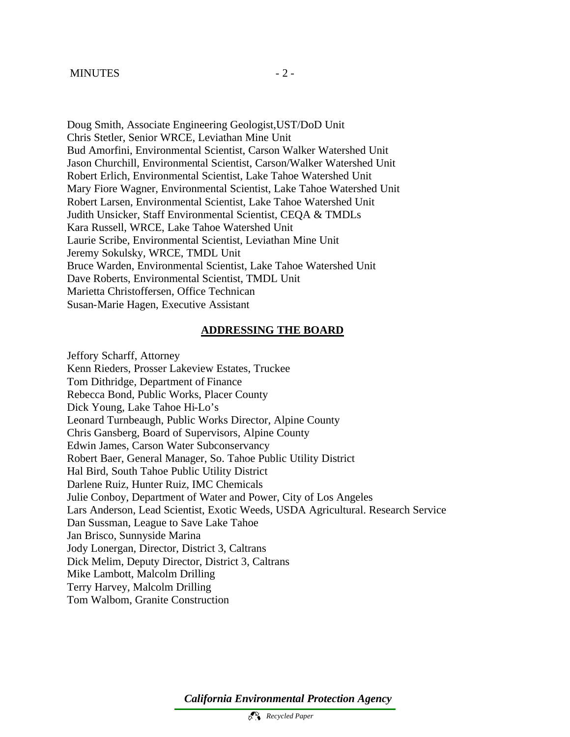Doug Smith, Associate Engineering Geologist,UST/DoD Unit
Chris Stetler, Senior WRCE, Leviathan Mine Unit
Bud Amorfini, Environmental Scientist, Carson Walker Watershed Unit
Jason Churchill, Environmental Scientist, Carson/Walker Watershed Unit
Robert Erlich, Environmental Scientist, Lake Tahoe Watershed Unit
Mary Fiore Wagner, Environmental Scientist, Lake Tahoe Watershed Unit
Robert Larsen, Environmental Scientist, Lake Tahoe Watershed Unit
Judith Unsicker, Staff Environmental Scientist, CEQA & TMDLs
Kara Russell, WRCE, Lake Tahoe Watershed Unit
Laurie Scribe, Environmental Scientist, Leviathan Mine Unit
Jeremy Sokulsky, WRCE, TMDL Unit
Bruce Warden, Environmental Scientist, Lake Tahoe Watershed Unit
Dave Roberts, Environmental Scientist, TMDL Unit
Marietta Christoffersen, Office Technican
Susan-Marie Hagen, Executive Assistant

## ADDRESSING THE BOARD

Jeffory Scharff, Attorney
Kenn Rieders, Prosser Lakeview Estates, Truckee
Tom Dithridge, Department of Finance
Rebecca Bond, Public Works, Placer County
Dick Young, Lake Tahoe Hi-Lo's
Leonard Turnbeaugh, Public Works Director, Alpine County
Chris Gansberg, Board of Supervisors, Alpine County
Edwin James, Carson Water Subconservancy
Robert Baer, General Manager, So. Tahoe Public Utility District
Hal Bird, South Tahoe Public Utility District
Darlene Ruiz, Hunter Ruiz, IMC Chemicals
Julie Conboy, Department of Water and Power, City of Los Angeles
Lars Anderson, Lead Scientist, Exotic Weeds, USDA Agricultural. Research Service
Dan Sussman, League to Save Lake Tahoe
Jan Brisco, Sunnyside Marina
Jody Lonergan, Director, District 3, Caltrans
Dick Melim, Deputy Director, District 3, Caltrans
Mike Lambott, Malcolm Drilling
Terry Harvey, Malcolm Drilling
Tom Walbom, Granite Construction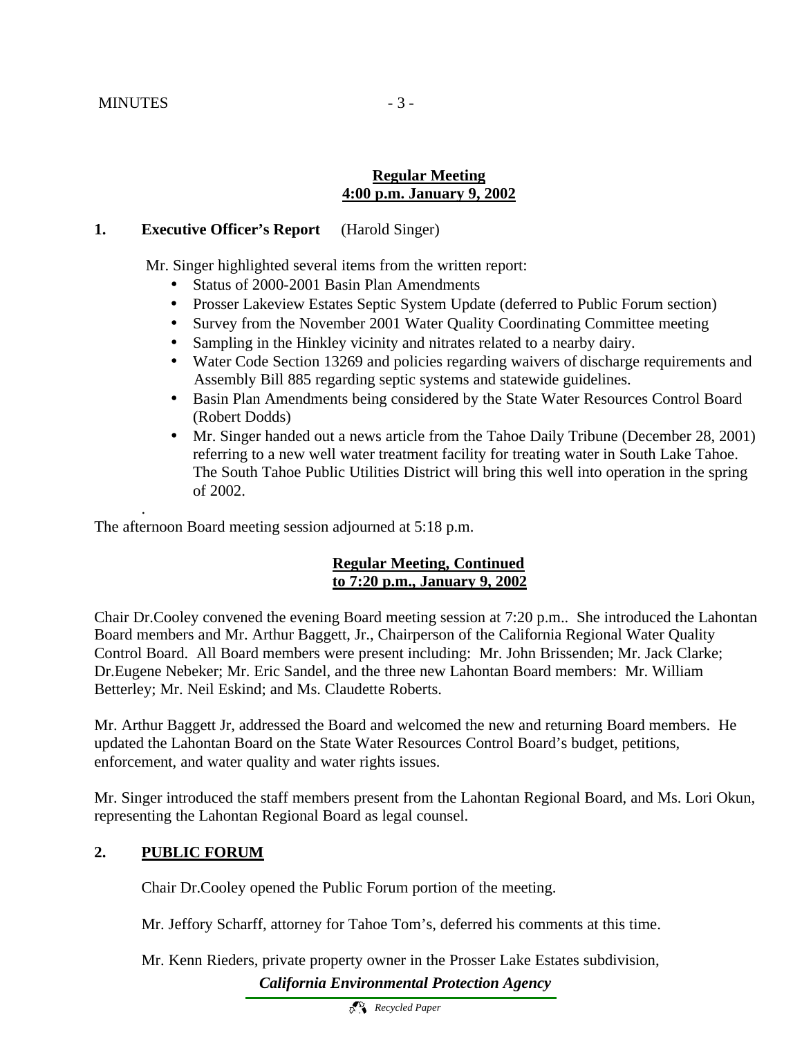**Regular Meeting**
**4:00 p.m. January 9, 2002**

**1. Executive Officer's Report** (Harold Singer)

Mr. Singer highlighted several items from the written report:

- Status of 2000-2001 Basin Plan Amendments
- Prosser Lakeview Estates Septic System Update (deferred to Public Forum section)
- Survey from the November 2001 Water Quality Coordinating Committee meeting
- Sampling in the Hinkley vicinity and nitrates related to a nearby dairy.
- Water Code Section 13269 and policies regarding waivers of discharge requirements and Assembly Bill 885 regarding septic systems and statewide guidelines.
- Basin Plan Amendments being considered by the State Water Resources Control Board (Robert Dodds)
- Mr. Singer handed out a news article from the Tahoe Daily Tribune (December 28, 2001) referring to a new well water treatment facility for treating water in South Lake Tahoe. The South Tahoe Public Utilities District will bring this well into operation in the spring of 2002.

The afternoon Board meeting session adjourned at 5:18 p.m.

**Regular Meeting, Continued**
**to 7:20 p.m., January 9, 2002**

Chair Dr.Cooley convened the evening Board meeting session at 7:20 p.m.. She introduced the Lahontan Board members and Mr. Arthur Baggett, Jr., Chairperson of the California Regional Water Quality Control Board. All Board members were present including: Mr. John Brissenden; Mr. Jack Clarke; Dr.Eugene Nebeker; Mr. Eric Sandel, and the three new Lahontan Board members: Mr. William Betterley; Mr. Neil Eskind; and Ms. Claudette Roberts.

Mr. Arthur Baggett Jr, addressed the Board and welcomed the new and returning Board members. He updated the Lahontan Board on the State Water Resources Control Board's budget, petitions, enforcement, and water quality and water rights issues.

Mr. Singer introduced the staff members present from the Lahontan Regional Board, and Ms. Lori Okun, representing the Lahontan Regional Board as legal counsel.

**2. PUBLIC FORUM**

Chair Dr.Cooley opened the Public Forum portion of the meeting.

Mr. Jeffory Scharff, attorney for Tahoe Tom's, deferred his comments at this time.

Mr. Kenn Rieders, private property owner in the Prosser Lake Estates subdivision,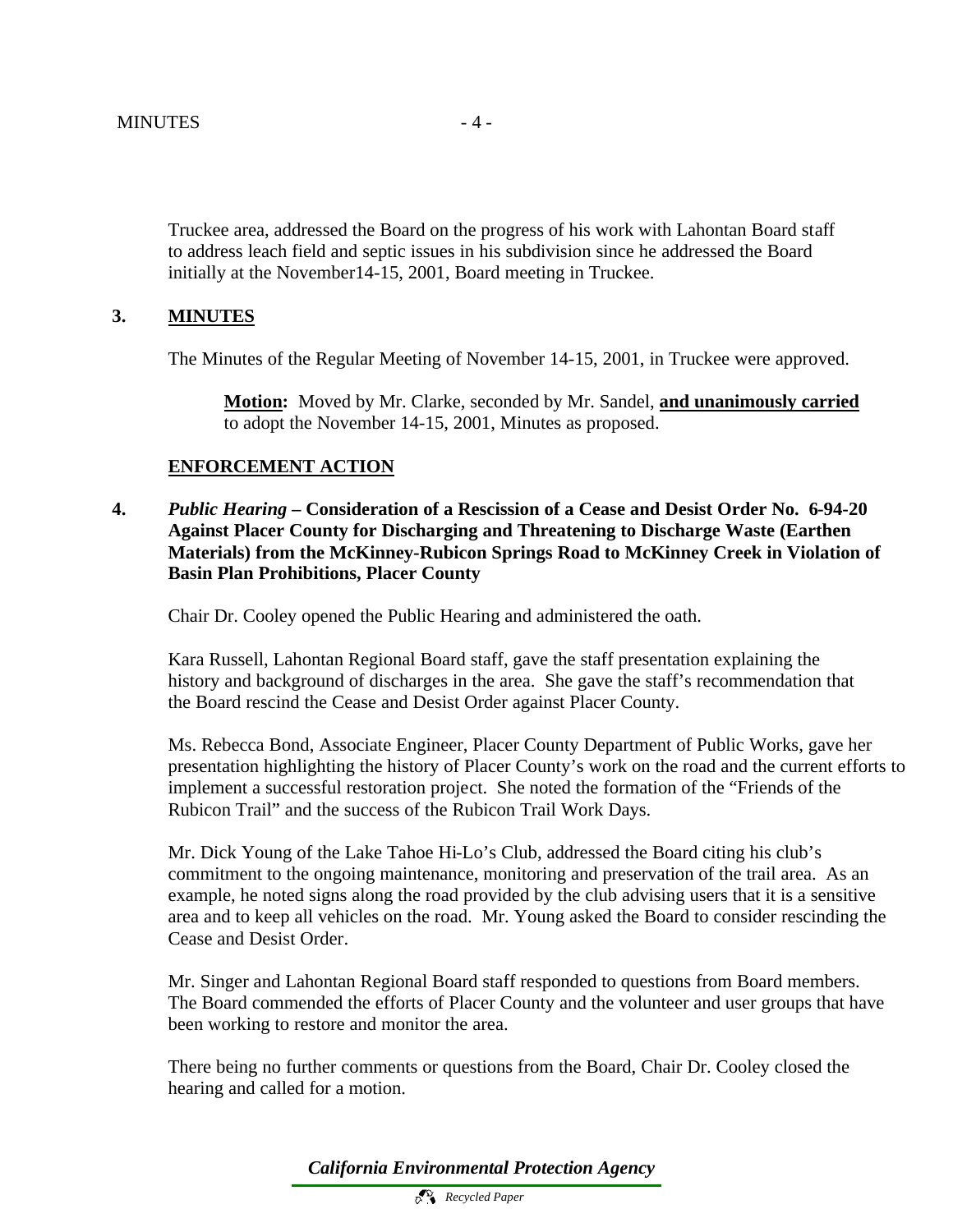Truckee area, addressed the Board on the progress of his work with Lahontan Board staff to address leach field and septic issues in his subdivision since he addressed the Board initially at the November14-15, 2001, Board meeting in Truckee.

**3. MINUTES**

The Minutes of the Regular Meeting of November 14-15, 2001, in Truckee were approved.

> **Motion:** Moved by Mr. Clarke, seconded by Mr. Sandel, **and unanimously carried** to adopt the November 14-15, 2001, Minutes as proposed.

**ENFORCEMENT ACTION**

**4.** ***Public Hearing* – Consideration of a Rescission of a Cease and Desist Order No. 6-94-20 Against Placer County for Discharging and Threatening to Discharge Waste (Earthen Materials) from the McKinney-Rubicon Springs Road to McKinney Creek in Violation of Basin Plan Prohibitions, Placer County**

Chair Dr. Cooley opened the Public Hearing and administered the oath.

Kara Russell, Lahontan Regional Board staff, gave the staff presentation explaining the history and background of discharges in the area. She gave the staff's recommendation that the Board rescind the Cease and Desist Order against Placer County.

Ms. Rebecca Bond, Associate Engineer, Placer County Department of Public Works, gave her presentation highlighting the history of Placer County's work on the road and the current efforts to implement a successful restoration project. She noted the formation of the "Friends of the Rubicon Trail" and the success of the Rubicon Trail Work Days.

Mr. Dick Young of the Lake Tahoe Hi-Lo's Club, addressed the Board citing his club's commitment to the ongoing maintenance, monitoring and preservation of the trail area. As an example, he noted signs along the road provided by the club advising users that it is a sensitive area and to keep all vehicles on the road. Mr. Young asked the Board to consider rescinding the Cease and Desist Order.

Mr. Singer and Lahontan Regional Board staff responded to questions from Board members. The Board commended the efforts of Placer County and the volunteer and user groups that have been working to restore and monitor the area.

There being no further comments or questions from the Board, Chair Dr. Cooley closed the hearing and called for a motion.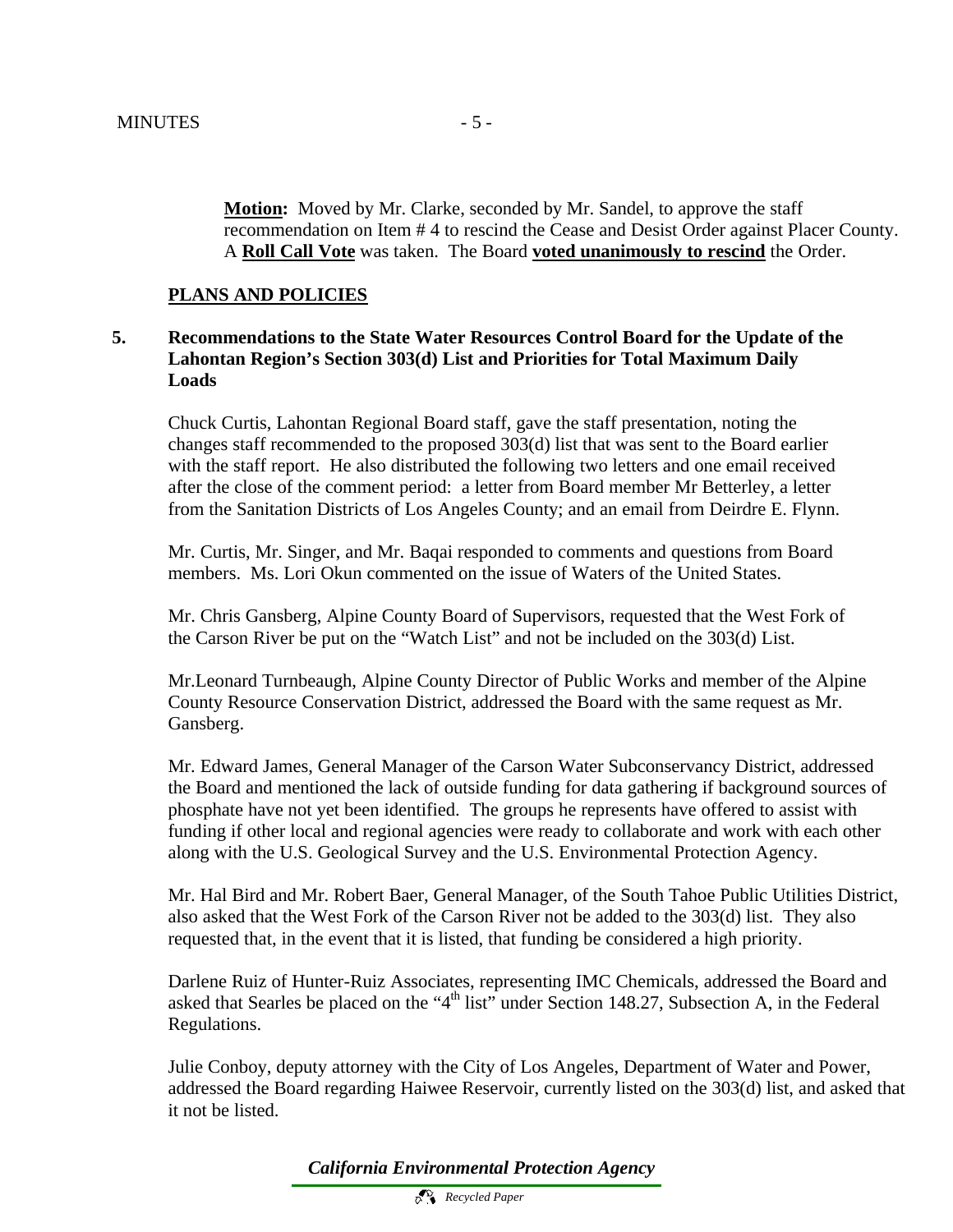**Motion:** Moved by Mr. Clarke, seconded by Mr. Sandel, to approve the staff recommendation on Item # 4 to rescind the Cease and Desist Order against Placer County. A **Roll Call Vote** was taken. The Board **voted unanimously to rescind** the Order.

## PLANS AND POLICIES

### 5. Recommendations to the State Water Resources Control Board for the Update of the Lahontan Region's Section 303(d) List and Priorities for Total Maximum Daily Loads

Chuck Curtis, Lahontan Regional Board staff, gave the staff presentation, noting the changes staff recommended to the proposed 303(d) list that was sent to the Board earlier with the staff report. He also distributed the following two letters and one email received after the close of the comment period: a letter from Board member Mr Betterley, a letter from the Sanitation Districts of Los Angeles County; and an email from Deirdre E. Flynn.

Mr. Curtis, Mr. Singer, and Mr. Baqai responded to comments and questions from Board members. Ms. Lori Okun commented on the issue of Waters of the United States.

Mr. Chris Gansberg, Alpine County Board of Supervisors, requested that the West Fork of the Carson River be put on the "Watch List" and not be included on the 303(d) List.

Mr.Leonard Turnbeaugh, Alpine County Director of Public Works and member of the Alpine County Resource Conservation District, addressed the Board with the same request as Mr. Gansberg.

Mr. Edward James, General Manager of the Carson Water Subconservancy District, addressed the Board and mentioned the lack of outside funding for data gathering if background sources of phosphate have not yet been identified. The groups he represents have offered to assist with funding if other local and regional agencies were ready to collaborate and work with each other along with the U.S. Geological Survey and the U.S. Environmental Protection Agency.

Mr. Hal Bird and Mr. Robert Baer, General Manager, of the South Tahoe Public Utilities District, also asked that the West Fork of the Carson River not be added to the 303(d) list. They also requested that, in the event that it is listed, that funding be considered a high priority.

Darlene Ruiz of Hunter-Ruiz Associates, representing IMC Chemicals, addressed the Board and asked that Searles be placed on the "4th list" under Section 148.27, Subsection A, in the Federal Regulations.

Julie Conboy, deputy attorney with the City of Los Angeles, Department of Water and Power, addressed the Board regarding Haiwee Reservoir, currently listed on the 303(d) list, and asked that it not be listed.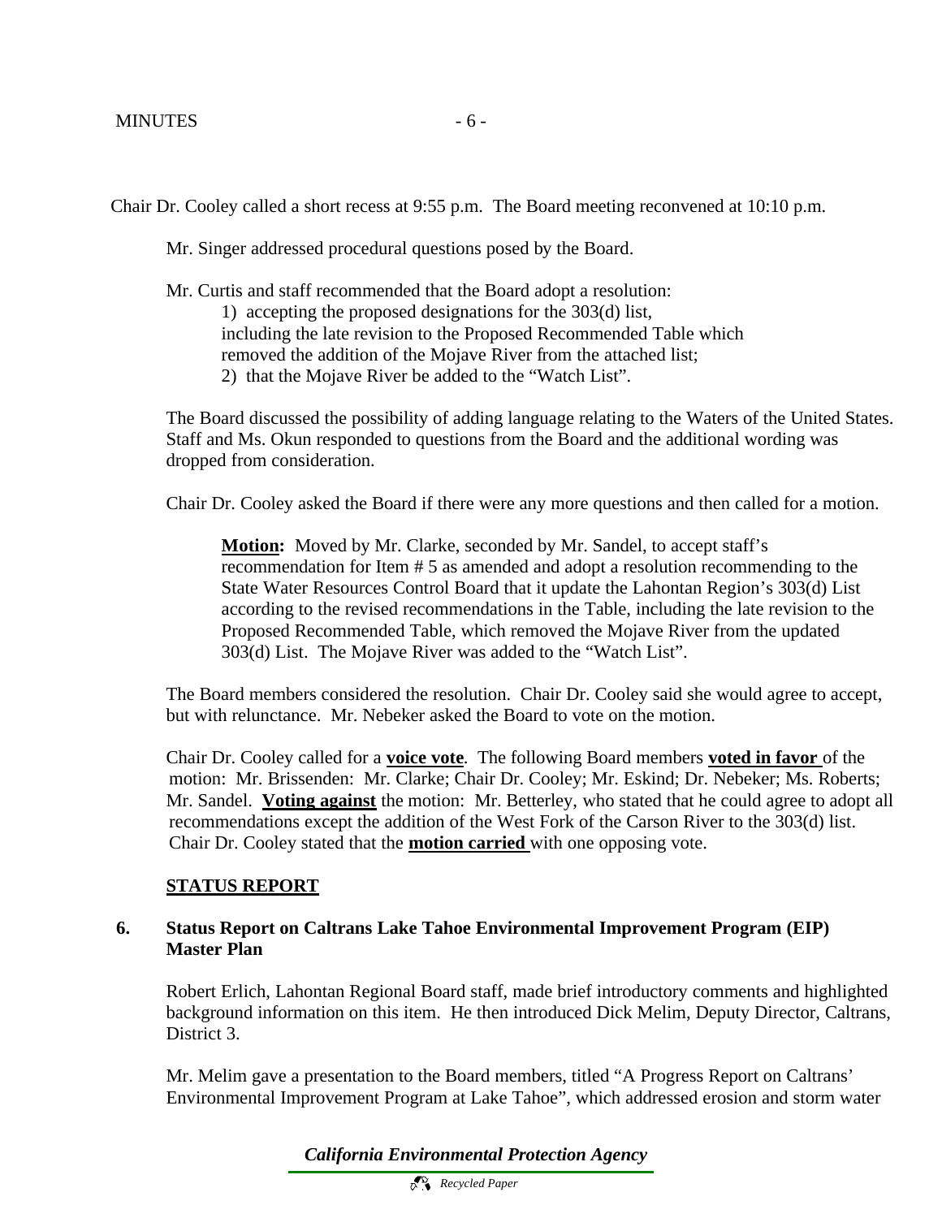Chair Dr. Cooley called a short recess at 9:55 p.m. The Board meeting reconvened at 10:10 p.m.

Mr. Singer addressed procedural questions posed by the Board.

Mr. Curtis and staff recommended that the Board adopt a resolution:

1) accepting the proposed designations for the 303(d) list, including the late revision to the Proposed Recommended Table which removed the addition of the Mojave River from the attached list;
2) that the Mojave River be added to the "Watch List".

The Board discussed the possibility of adding language relating to the Waters of the United States. Staff and Ms. Okun responded to questions from the Board and the additional wording was dropped from consideration.

Chair Dr. Cooley asked the Board if there were any more questions and then called for a motion.

> **Motion:** Moved by Mr. Clarke, seconded by Mr. Sandel, to accept staff's recommendation for Item # 5 as amended and adopt a resolution recommending to the State Water Resources Control Board that it update the Lahontan Region's 303(d) List according to the revised recommendations in the Table, including the late revision to the Proposed Recommended Table, which removed the Mojave River from the updated 303(d) List. The Mojave River was added to the "Watch List".

The Board members considered the resolution. Chair Dr. Cooley said she would agree to accept, but with relunctance. Mr. Nebeker asked the Board to vote on the motion.

Chair Dr. Cooley called for a **voice vote**. The following Board members **voted in favor** of the motion: Mr. Brissenden: Mr. Clarke; Chair Dr. Cooley; Mr. Eskind; Dr. Nebeker; Ms. Roberts; Mr. Sandel. **Voting against** the motion: Mr. Betterley, who stated that he could agree to adopt all recommendations except the addition of the West Fork of the Carson River to the 303(d) list. Chair Dr. Cooley stated that the **motion carried** with one opposing vote.

## STATUS REPORT

### 6. Status Report on Caltrans Lake Tahoe Environmental Improvement Program (EIP) Master Plan

Robert Erlich, Lahontan Regional Board staff, made brief introductory comments and highlighted background information on this item. He then introduced Dick Melim, Deputy Director, Caltrans, District 3.

Mr. Melim gave a presentation to the Board members, titled "A Progress Report on Caltrans' Environmental Improvement Program at Lake Tahoe", which addressed erosion and storm water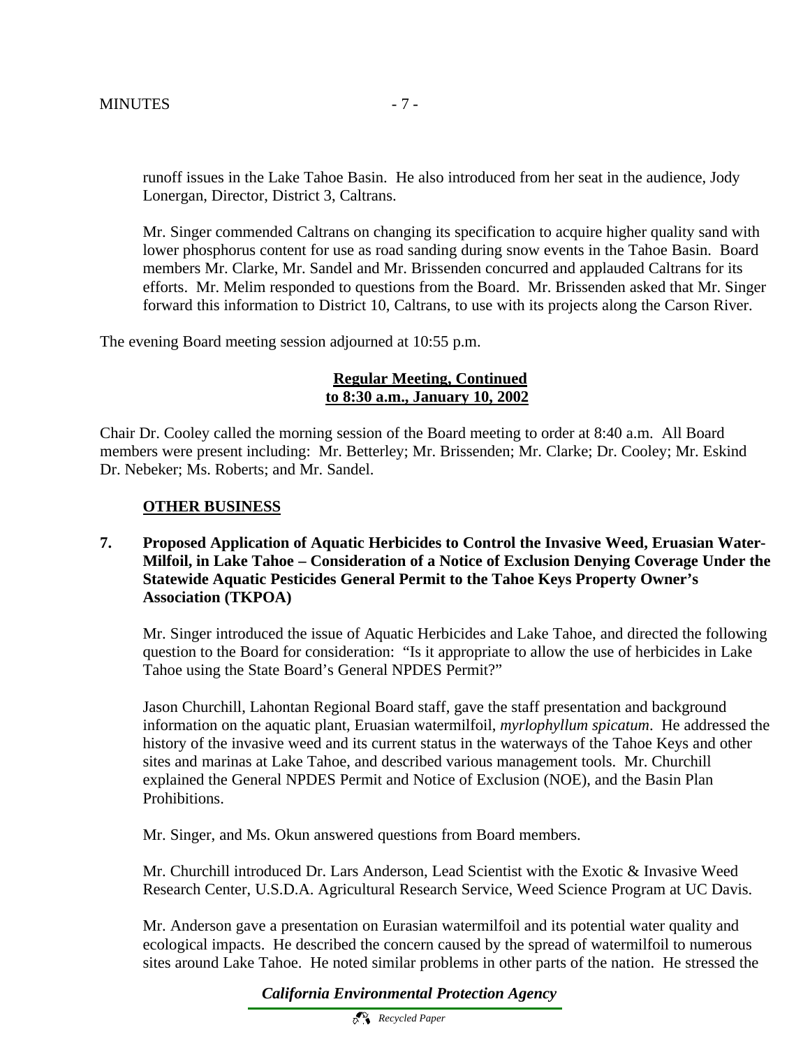runoff issues in the Lake Tahoe Basin. He also introduced from her seat in the audience, Jody Lonergan, Director, District 3, Caltrans.

Mr. Singer commended Caltrans on changing its specification to acquire higher quality sand with lower phosphorus content for use as road sanding during snow events in the Tahoe Basin. Board members Mr. Clarke, Mr. Sandel and Mr. Brissenden concurred and applauded Caltrans for its efforts. Mr. Melim responded to questions from the Board. Mr. Brissenden asked that Mr. Singer forward this information to District 10, Caltrans, to use with its projects along the Carson River.

The evening Board meeting session adjourned at 10:55 p.m.

**Regular Meeting, Continued to 8:30 a.m., January 10, 2002**

Chair Dr. Cooley called the morning session of the Board meeting to order at 8:40 a.m. All Board members were present including: Mr. Betterley; Mr. Brissenden; Mr. Clarke; Dr. Cooley; Mr. Eskind Dr. Nebeker; Ms. Roberts; and Mr. Sandel.

**OTHER BUSINESS**

**7. Proposed Application of Aquatic Herbicides to Control the Invasive Weed, Eruasian Water-Milfoil, in Lake Tahoe – Consideration of a Notice of Exclusion Denying Coverage Under the Statewide Aquatic Pesticides General Permit to the Tahoe Keys Property Owner's Association (TKPOA)**

Mr. Singer introduced the issue of Aquatic Herbicides and Lake Tahoe, and directed the following question to the Board for consideration: "Is it appropriate to allow the use of herbicides in Lake Tahoe using the State Board's General NPDES Permit?"

Jason Churchill, Lahontan Regional Board staff, gave the staff presentation and background information on the aquatic plant, Eruasian watermilfoil, *myrlophyllum spicatum*. He addressed the history of the invasive weed and its current status in the waterways of the Tahoe Keys and other sites and marinas at Lake Tahoe, and described various management tools. Mr. Churchill explained the General NPDES Permit and Notice of Exclusion (NOE), and the Basin Plan Prohibitions.

Mr. Singer, and Ms. Okun answered questions from Board members.

Mr. Churchill introduced Dr. Lars Anderson, Lead Scientist with the Exotic & Invasive Weed Research Center, U.S.D.A. Agricultural Research Service, Weed Science Program at UC Davis.

Mr. Anderson gave a presentation on Eurasian watermilfoil and its potential water quality and ecological impacts. He described the concern caused by the spread of watermilfoil to numerous sites around Lake Tahoe. He noted similar problems in other parts of the nation. He stressed the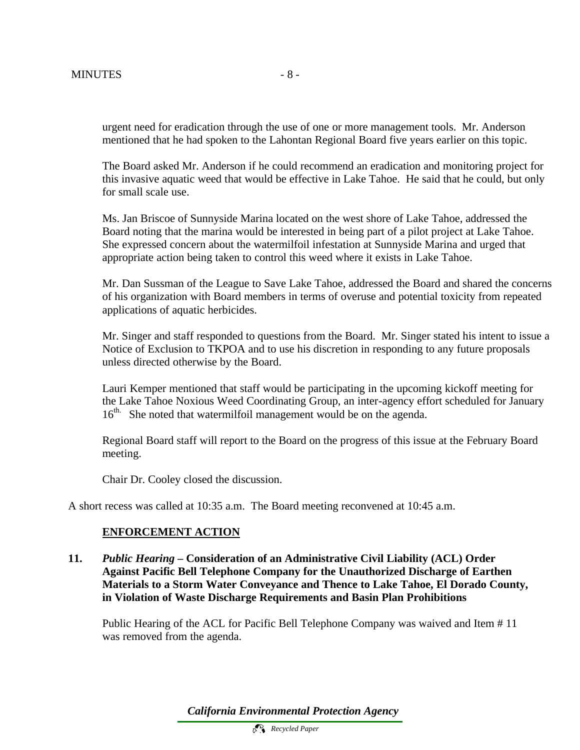urgent need for eradication through the use of one or more management tools. Mr. Anderson mentioned that he had spoken to the Lahontan Regional Board five years earlier on this topic.

The Board asked Mr. Anderson if he could recommend an eradication and monitoring project for this invasive aquatic weed that would be effective in Lake Tahoe. He said that he could, but only for small scale use.

Ms. Jan Briscoe of Sunnyside Marina located on the west shore of Lake Tahoe, addressed the Board noting that the marina would be interested in being part of a pilot project at Lake Tahoe. She expressed concern about the watermilfoil infestation at Sunnyside Marina and urged that appropriate action being taken to control this weed where it exists in Lake Tahoe.

Mr. Dan Sussman of the League to Save Lake Tahoe, addressed the Board and shared the concerns of his organization with Board members in terms of overuse and potential toxicity from repeated applications of aquatic herbicides.

Mr. Singer and staff responded to questions from the Board. Mr. Singer stated his intent to issue a Notice of Exclusion to TKPOA and to use his discretion in responding to any future proposals unless directed otherwise by the Board.

Lauri Kemper mentioned that staff would be participating in the upcoming kickoff meeting for the Lake Tahoe Noxious Weed Coordinating Group, an inter-agency effort scheduled for January 16th. She noted that watermilfoil management would be on the agenda.

Regional Board staff will report to the Board on the progress of this issue at the February Board meeting.

Chair Dr. Cooley closed the discussion.

A short recess was called at 10:35 a.m. The Board meeting reconvened at 10:45 a.m.

## ENFORCEMENT ACTION

**11. *Public Hearing* – Consideration of an Administrative Civil Liability (ACL) Order Against Pacific Bell Telephone Company for the Unauthorized Discharge of Earthen Materials to a Storm Water Conveyance and Thence to Lake Tahoe, El Dorado County, in Violation of Waste Discharge Requirements and Basin Plan Prohibitions**

Public Hearing of the ACL for Pacific Bell Telephone Company was waived and Item # 11 was removed from the agenda.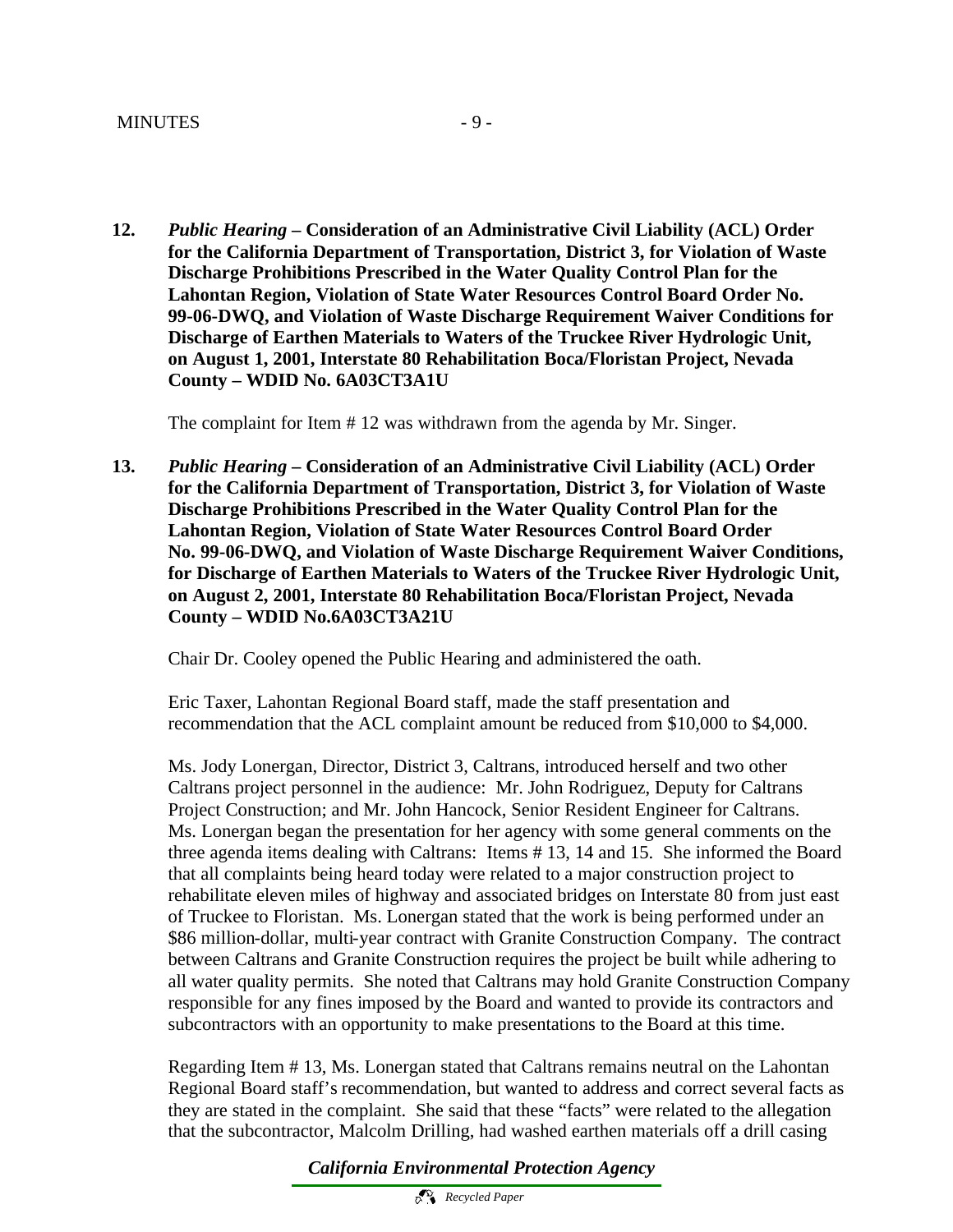**12.** ***Public Hearing* – Consideration of an Administrative Civil Liability (ACL) Order for the California Department of Transportation, District 3, for Violation of Waste Discharge Prohibitions Prescribed in the Water Quality Control Plan for the Lahontan Region, Violation of State Water Resources Control Board Order No. 99-06-DWQ, and Violation of Waste Discharge Requirement Waiver Conditions for Discharge of Earthen Materials to Waters of the Truckee River Hydrologic Unit, on August 1, 2001, Interstate 80 Rehabilitation Boca/Floristan Project, Nevada County – WDID No. 6A03CT3A1U**

The complaint for Item # 12 was withdrawn from the agenda by Mr. Singer.

**13.** ***Public Hearing* – Consideration of an Administrative Civil Liability (ACL) Order for the California Department of Transportation, District 3, for Violation of Waste Discharge Prohibitions Prescribed in the Water Quality Control Plan for the Lahontan Region, Violation of State Water Resources Control Board Order No. 99-06-DWQ, and Violation of Waste Discharge Requirement Waiver Conditions, for Discharge of Earthen Materials to Waters of the Truckee River Hydrologic Unit, on August 2, 2001, Interstate 80 Rehabilitation Boca/Floristan Project, Nevada County – WDID No.6A03CT3A21U**

Chair Dr. Cooley opened the Public Hearing and administered the oath.

Eric Taxer, Lahontan Regional Board staff, made the staff presentation and recommendation that the ACL complaint amount be reduced from $10,000 to $4,000.

Ms. Jody Lonergan, Director, District 3, Caltrans, introduced herself and two other Caltrans project personnel in the audience: Mr. John Rodriguez, Deputy for Caltrans Project Construction; and Mr. John Hancock, Senior Resident Engineer for Caltrans. Ms. Lonergan began the presentation for her agency with some general comments on the three agenda items dealing with Caltrans: Items # 13, 14 and 15. She informed the Board that all complaints being heard today were related to a major construction project to rehabilitate eleven miles of highway and associated bridges on Interstate 80 from just east of Truckee to Floristan. Ms. Lonergan stated that the work is being performed under an $86 million-dollar, multi-year contract with Granite Construction Company. The contract between Caltrans and Granite Construction requires the project be built while adhering to all water quality permits. She noted that Caltrans may hold Granite Construction Company responsible for any fines imposed by the Board and wanted to provide its contractors and subcontractors with an opportunity to make presentations to the Board at this time.

Regarding Item # 13, Ms. Lonergan stated that Caltrans remains neutral on the Lahontan Regional Board staff's recommendation, but wanted to address and correct several facts as they are stated in the complaint. She said that these "facts" were related to the allegation that the subcontractor, Malcolm Drilling, had washed earthen materials off a drill casing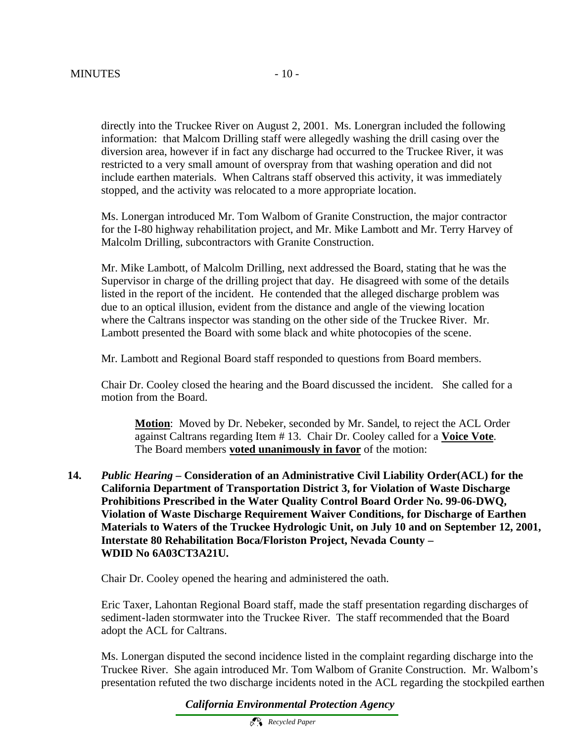directly into the Truckee River on August 2, 2001. Ms. Lonergran included the following information: that Malcom Drilling staff were allegedly washing the drill casing over the diversion area, however if in fact any discharge had occurred to the Truckee River, it was restricted to a very small amount of overspray from that washing operation and did not include earthen materials. When Caltrans staff observed this activity, it was immediately stopped, and the activity was relocated to a more appropriate location.

Ms. Lonergan introduced Mr. Tom Walbom of Granite Construction, the major contractor for the I-80 highway rehabilitation project, and Mr. Mike Lambott and Mr. Terry Harvey of Malcolm Drilling, subcontractors with Granite Construction.

Mr. Mike Lambott, of Malcolm Drilling, next addressed the Board, stating that he was the Supervisor in charge of the drilling project that day. He disagreed with some of the details listed in the report of the incident. He contended that the alleged discharge problem was due to an optical illusion, evident from the distance and angle of the viewing location where the Caltrans inspector was standing on the other side of the Truckee River. Mr. Lambott presented the Board with some black and white photocopies of the scene.

Mr. Lambott and Regional Board staff responded to questions from Board members.

Chair Dr. Cooley closed the hearing and the Board discussed the incident. She called for a motion from the Board.

> **Motion**: Moved by Dr. Nebeker, seconded by Mr. Sandel, to reject the ACL Order against Caltrans regarding Item # 13. Chair Dr. Cooley called for a **Voice Vote**. The Board members **voted unanimously in favor** of the motion:

**14.** ***Public Hearing* – Consideration of an Administrative Civil Liability Order(ACL) for the California Department of Transportation District 3, for Violation of Waste Discharge Prohibitions Prescribed in the Water Quality Control Board Order No. 99-06-DWQ, Violation of Waste Discharge Requirement Waiver Conditions, for Discharge of Earthen Materials to Waters of the Truckee Hydrologic Unit, on July 10 and on September 12, 2001, Interstate 80 Rehabilitation Boca/Floriston Project, Nevada County – WDID No 6A03CT3A21U.**

Chair Dr. Cooley opened the hearing and administered the oath.

Eric Taxer, Lahontan Regional Board staff, made the staff presentation regarding discharges of sediment-laden stormwater into the Truckee River. The staff recommended that the Board adopt the ACL for Caltrans.

Ms. Lonergan disputed the second incidence listed in the complaint regarding discharge into the Truckee River. She again introduced Mr. Tom Walbom of Granite Construction. Mr. Walbom's presentation refuted the two discharge incidents noted in the ACL regarding the stockpiled earthen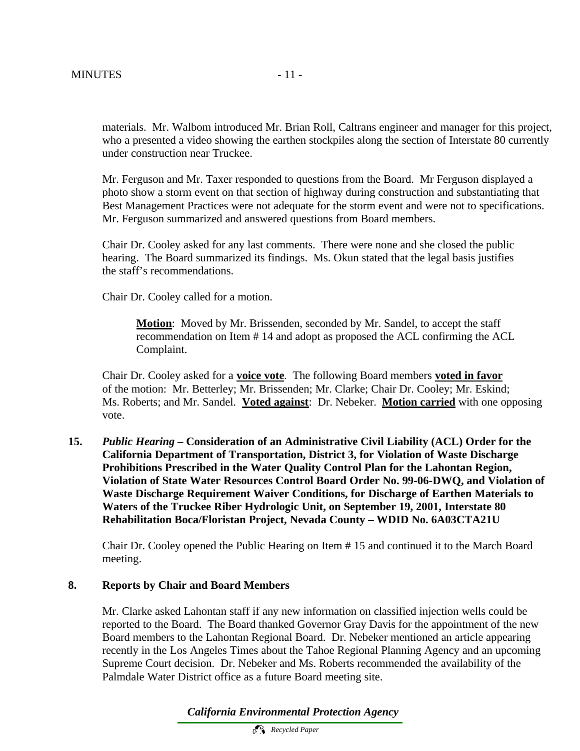materials. Mr. Walbom introduced Mr. Brian Roll, Caltrans engineer and manager for this project, who a presented a video showing the earthen stockpiles along the section of Interstate 80 currently under construction near Truckee.

Mr. Ferguson and Mr. Taxer responded to questions from the Board. Mr Ferguson displayed a photo show a storm event on that section of highway during construction and substantiating that Best Management Practices were not adequate for the storm event and were not to specifications. Mr. Ferguson summarized and answered questions from Board members.

Chair Dr. Cooley asked for any last comments. There were none and she closed the public hearing. The Board summarized its findings. Ms. Okun stated that the legal basis justifies the staff's recommendations.

Chair Dr. Cooley called for a motion.

> **Motion**: Moved by Mr. Brissenden, seconded by Mr. Sandel, to accept the staff recommendation on Item # 14 and adopt as proposed the ACL confirming the ACL Complaint.

Chair Dr. Cooley asked for a **voice vote**. The following Board members **voted in favor** of the motion: Mr. Betterley; Mr. Brissenden; Mr. Clarke; Chair Dr. Cooley; Mr. Eskind; Ms. Roberts; and Mr. Sandel. **Voted against**: Dr. Nebeker. **Motion carried** with one opposing vote.

**15.** ***Public Hearing* – Consideration of an Administrative Civil Liability (ACL) Order for the California Department of Transportation, District 3, for Violation of Waste Discharge Prohibitions Prescribed in the Water Quality Control Plan for the Lahontan Region, Violation of State Water Resources Control Board Order No. 99-06-DWQ, and Violation of Waste Discharge Requirement Waiver Conditions, for Discharge of Earthen Materials to Waters of the Truckee Riber Hydrologic Unit, on September 19, 2001, Interstate 80 Rehabilitation Boca/Floristan Project, Nevada County – WDID No. 6A03CTA21U**

Chair Dr. Cooley opened the Public Hearing on Item # 15 and continued it to the March Board meeting.

**8. Reports by Chair and Board Members**

Mr. Clarke asked Lahontan staff if any new information on classified injection wells could be reported to the Board. The Board thanked Governor Gray Davis for the appointment of the new Board members to the Lahontan Regional Board. Dr. Nebeker mentioned an article appearing recently in the Los Angeles Times about the Tahoe Regional Planning Agency and an upcoming Supreme Court decision. Dr. Nebeker and Ms. Roberts recommended the availability of the Palmdale Water District office as a future Board meeting site.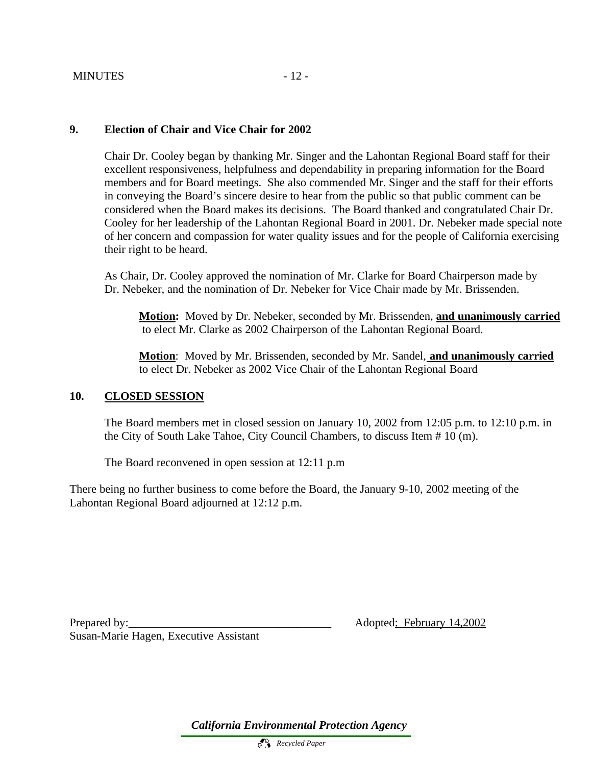## 9. Election of Chair and Vice Chair for 2002

Chair Dr. Cooley began by thanking Mr. Singer and the Lahontan Regional Board staff for their excellent responsiveness, helpfulness and dependability in preparing information for the Board members and for Board meetings. She also commended Mr. Singer and the staff for their efforts in conveying the Board's sincere desire to hear from the public so that public comment can be considered when the Board makes its decisions. The Board thanked and congratulated Chair Dr. Cooley for her leadership of the Lahontan Regional Board in 2001. Dr. Nebeker made special note of her concern and compassion for water quality issues and for the people of California exercising their right to be heard.

As Chair, Dr. Cooley approved the nomination of Mr. Clarke for Board Chairperson made by Dr. Nebeker, and the nomination of Dr. Nebeker for Vice Chair made by Mr. Brissenden.

> **Motion:** Moved by Dr. Nebeker, seconded by Mr. Brissenden, **and unanimously carried** to elect Mr. Clarke as 2002 Chairperson of the Lahontan Regional Board.

> **Motion**: Moved by Mr. Brissenden, seconded by Mr. Sandel, **and unanimously carried** to elect Dr. Nebeker as 2002 Vice Chair of the Lahontan Regional Board

## 10. CLOSED SESSION

The Board members met in closed session on January 10, 2002 from 12:05 p.m. to 12:10 p.m. in the City of South Lake Tahoe, City Council Chambers, to discuss Item # 10 (m).

The Board reconvened in open session at 12:11 p.m

There being no further business to come before the Board, the January 9-10, 2002 meeting of the Lahontan Regional Board adjourned at 12:12 p.m.

Prepared by:___________________________________ Adopted: February 14,2002

Susan-Marie Hagen, Executive Assistant

***California Environmental Protection Agency***

*Recycled Paper*